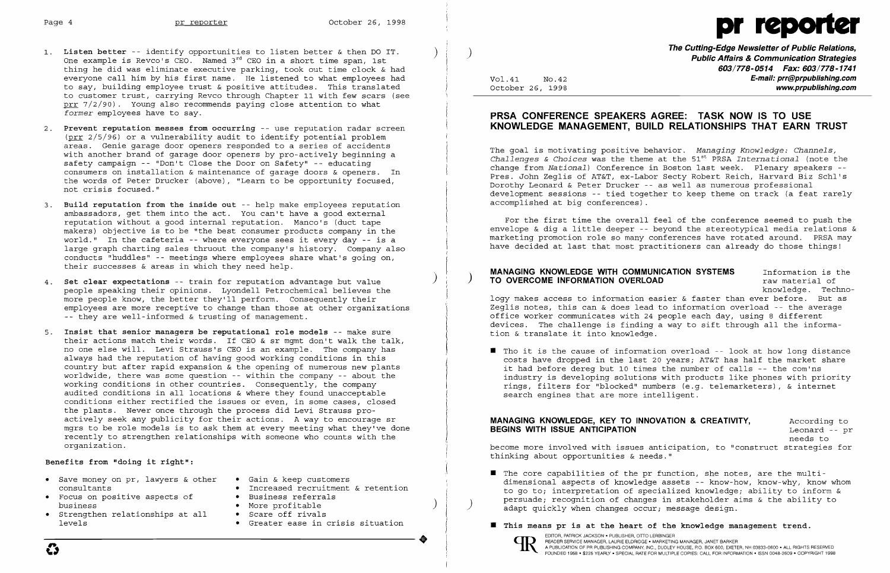1. **Listen better** -- identify opportunities to listen better & then DO IT. One example is Revco's CEO. Named 3rd CEO in a short time span, 1st thing he did was eliminate executive parking, took out time clock & had everyone call him by his first name. He listened to what employees had to say, building employee trust & positive attitudes. This translated to customer trust, carrying Revco through Chapter 11 with few scars (see prr 7/2/90). Young also recommends paying close attention to what *former* employees have to say.

2. **Prevent reputation messes from occurring** -- use reputation radar screen (prr 2/5/96) or a vulnerability audit to identify potential problem areas. Genie garage door openers responded to a series of accidents with another brand of garage door openers by pro-actively beginning a safety campaign -- "Don't Close the Door on Safety" -- educating consumers on installation & maintenance of garage doors & openers. In the words of Peter Drucker (above), "Learn to be opportunity focused, not crisis focused."

3. **Build reputation from the inside out** -- help make employees reputation ambassadors, get them into the act. You can't have a good external reputation without a good internal reputation. Manco's (duct tape makers) objective is to be "the best consumer products company in the world." In the cafeteria -- where everyone sees it every day -- is a large graph charting sales thruout the company's history. Company also conducts "huddles" -- meetings where employees share what's going on, their successes & areas in which they need help.

4. **Set clear expectations** -- train for reputation advantage but value people speaking their opinions. Lyondell Petrochemical believes the more people know, the better they'll perform. Consequently their employees are more receptive to change than those at other organizations -- they are well-informed & trusting of management.

5. **Insist that senior managers be reputational role models** -- make sure their actions match their words. If CEO & sr mgmt don't walk the talk, no one else will. Levi Strauss's CEO is an example. The company has always had the reputation of having good working conditions in this country but after rapid expansion & the opening of numerous new plants worldwide, there was some question -- within the company -- about the working conditions in other countries. Consequently, the company audited conditions in all locations & where they found unacceptable conditions either rectified the issues or even, in some cases, closed the plants. Never once through the process did Levi Strauss pro-actively seek any publicity for their actions. A way to encourage sr mgrs to be role models is to ask them at every meeting what they've done recently to strengthen relationships with someone who counts with the organization.

**Benefits from "doing it right":**

- Save money on pr, lawyers & other consultants
- Focus on positive aspects of business
- Strengthen relationships at all levels
- Gain & keep customers
- Increased recruitment & retention
- Business referrals
- More profitable
- Scare off rivals
- Greater ease in crisis situation

# pr reporter

**The Cutting-Edge Newsletter of Public Relations, Public Affairs & Communication Strategies**
**603/778-0514 Fax: 603/778-1741**
**E-mail: prr@prpublishing.com**
**www.prpublishing.com**

Vol.41 No.42
October 26, 1998

## PRSA CONFERENCE SPEAKERS AGREE: TASK NOW IS TO USE KNOWLEDGE MANAGEMENT, BUILD RELATIONSHIPS THAT EARN TRUST

The goal is motivating positive behavior. *Managing Knowledge: Channels, Challenges & Choices* was the theme at the 51st PRSA *International* (note the change from *National*) Conference in Boston last week. Plenary speakers -- Pres. John Zeglis of AT&T, ex-Labor Secty Robert Reich, Harvard Biz Schl's Dorothy Leonard & Peter Drucker -- as well as numerous professional development sessions -- tied together to keep theme on track (a feat rarely accomplished at big conferences).

For the first time the overall feel of the conference seemed to push the envelope & dig a little deeper -- beyond the stereotypical media relations & marketing promotion role so many conferences have rotated around. PRSA may have decided at last that most practitioners can already do those things!

### MANAGING KNOWLEDGE WITH COMMUNICATION SYSTEMS TO OVERCOME INFORMATION OVERLOAD

Information is the raw material of knowledge. Technology makes access to information easier & faster than ever before. But as Zeglis notes, this can & does lead to information overload -- the average office worker communicates with 24 people each day, using 8 different devices. The challenge is finding a way to sift through all the information & translate it into knowledge.

- Tho it is the cause of information overload -- look at how long distance costs have dropped in the last 20 years; AT&T has half the market share it had before dereg but 10 times the number of calls -- the com'ns industry is developing solutions with products like phones with priority rings, filters for "blocked" numbers (e.g. telemarketers), & internet search engines that are more intelligent.

### MANAGING KNOWLEDGE, KEY TO INNOVATION & CREATIVITY, BEGINS WITH ISSUE ANTICIPATION

According to Leonard -- pr needs to become more involved with issues anticipation, to "construct strategies for thinking about opportunities & needs."

- The core capabilities of the pr function, she notes, are the multi-dimensional aspects of knowledge assets -- know-how, know-why, know whom to go to; interpretation of specialized knowledge; ability to inform & persuade; recognition of changes in stakeholder aims & the ability to adapt quickly when changes occur; message design.

- **This means pr is at the heart of the knowledge management trend.**

EDITOR, PATRICK JACKSON • PUBLISHER, OTTO LERBINGER
READER SERVICE MANAGER, LAURIE ELDRIDGE • MARKETING MANAGER, JANET BARKER
A PUBLICATION OF PR PUBLISHING COMPANY, INC., DUDLEY HOUSE, P.O. BOX 600, EXETER, NH 03833-0600 • ALL RIGHTS RESERVED
FOUNDED 1958 • $225 YEARLY • SPECIAL RATE FOR MULTIPLE COPIES: CALL FOR INFORMATION • ISSN 0048-2609 • COPYRIGHT 1998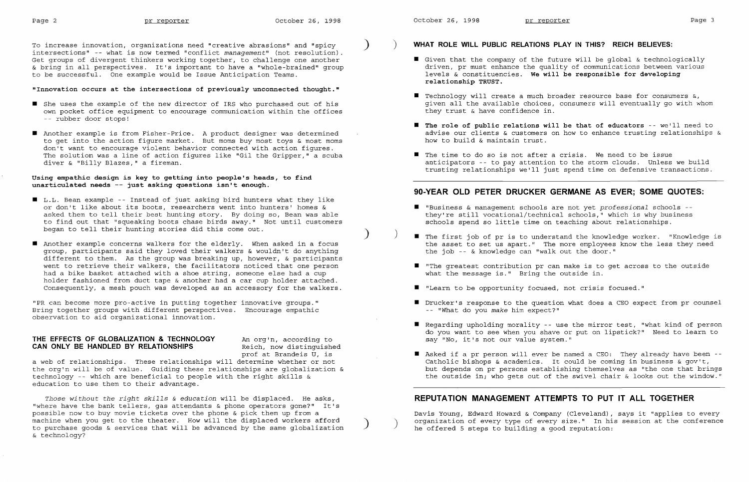To increase innovation, organizations need "creative abrasions" and "spicy intersections" -- what is now termed "conflict *management*" (not resolution). Get groups of divergent thinkers working together, to challenge one another & bring in all perspectives. It's important to have a "whole-brained" group to be successful. One example would be Issue Anticipation Teams.

**"Innovation occurs at the intersections of previously unconnected thought."**

- She uses the example of the new director of IRS who purchased out of his own pocket office equipment to encourage communication within the offices -- rubber door stops!
- Another example is from Fisher-Price. A product designer was determined to get into the action figure market. But moms buy most toys & most moms don't want to encourage violent behavior connected with action figures. The solution was a line of action figures like "Gil the Gripper," a scuba diver & "Billy Blazes," a fireman.

**Using empathic design is key to getting into people's heads, to find unarticulated needs -- just asking questions isn't enough.**

- L.L. Bean example -- Instead of just asking bird hunters what they like or don't like about its boots, researchers went into hunters' homes & asked them to tell their best hunting story. By doing so, Bean was able to find out that "squeaking boots chase birds away." Not until customers began to tell their hunting stories did this come out.
- Another example concerns walkers for the elderly. When asked in a focus group, participants said they loved their walkers & wouldn't do anything different to them. As the group was breaking up, however, & participants went to retrieve their walkers, the facilitators noticed that one person had a bike basket attached with a shoe string, someone else had a cup holder fashioned from duct tape & another had a car cup holder attached. Consequently, a mesh pouch was developed as an accessory for the walkers.

"PR can become more pro-active in putting together innovative groups." Bring together groups with different perspectives. Encourage empathic observation to aid organizational innovation.

## THE EFFECTS OF GLOBALIZATION & TECHNOLOGY CAN ONLY BE HANDLED BY RELATIONSHIPS

An org'n, according to Reich, now distinguished prof at Brandeis U, is a web of relationships. These relationships will determine whether or not the org'n will be of value. Guiding these relationships are globalization & technology -- which are beneficial to people with the right skills & education to use them to their advantage.

*Those without the right skills & education* will be displaced. He asks, "where have the bank tellers, gas attendants & phone operators gone?" It's possible now to buy movie tickets over the phone & pick them up from a machine when you get to the theater. How will the displaced workers afford to purchase goods & services that will be advanced by the same globalization & technology?

**WHAT ROLE WILL PUBLIC RELATIONS PLAY IN THIS? REICH BELIEVES:**

- Given that the company of the future will be global & technologically driven, pr must enhance the quality of communications between various levels & constituencies. **We will be responsible for developing relationship TRUST.**
- Technology will create a much broader resource base for consumers &, given all the available choices, consumers will eventually go with whom they trust & have confidence in.
- **The role of public relations will be that of educators** -- we'll need to advise our clients & customers on how to enhance trusting relationships & how to build & maintain trust.
- The time to do so is not after a crisis. We need to be issue anticipators -- to pay attention to the storm clouds. Unless we build trusting relationships we'll just spend time on defensive transactions.

## 90-YEAR OLD PETER DRUCKER GERMANE AS EVER; SOME QUOTES:

- "Business & management schools are not yet *professional* schools -- they're still vocational/technical schools," which is why business schools spend so little time on teaching about relationships.
- The first job of pr is to understand the knowledge worker. "Knowledge is the asset to set us apart." The more employees know the less they need the job -- & knowledge can "walk out the door."
- "The greatest contribution pr can make is to get across to the outside what the message is." Bring the outside in.
- "Learn to be opportunity focused, not crisis focused."
- Drucker's response to the question what does a CEO expect from pr counsel -- "What do you *make* him expect?"
- Regarding upholding morality -- use the mirror test, "what kind of person do you want to see when you shave or put on lipstick?" Need to learn to say "No, it's not our value system."
- Asked if a pr person will ever be named a CEO: They already have been -- Catholic bishops & academics. It could be coming in business & gov't, but depends on pr persons establishing themselves as "the one that brings the outside in; who gets out of the swivel chair & looks out the window."

## REPUTATION MANAGEMENT ATTEMPTS TO PUT IT ALL TOGETHER

Davis Young, Edward Howard & Company (Cleveland), says it "applies to every organization of every type of every size." In his session at the conference he offered 5 steps to building a good reputation: